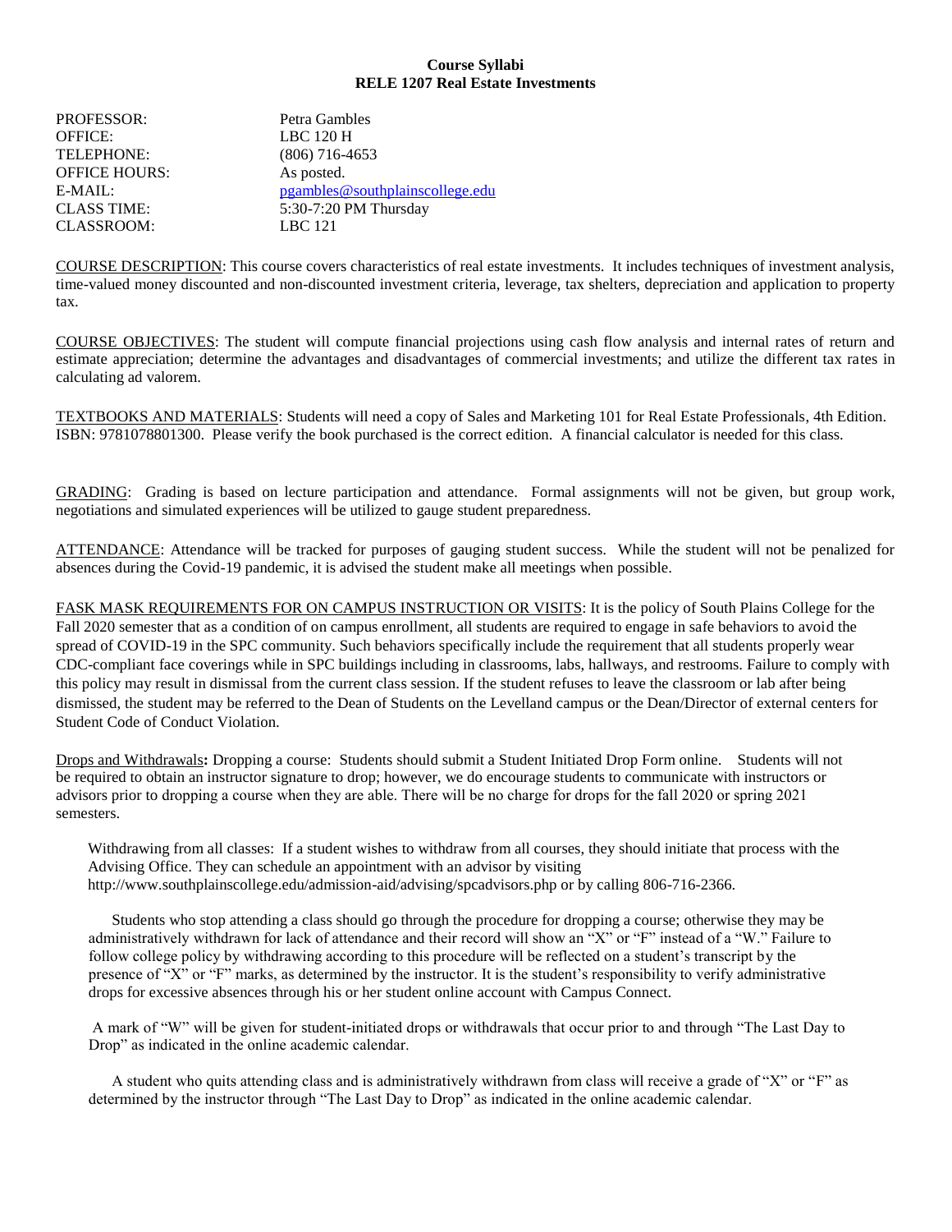**Course Syllabi**
**RELE 1207 Real Estate Investments**

PROFESSOR: Petra Gambles
OFFICE: LBC 120 H
TELEPHONE: (806) 716-4653
OFFICE HOURS: As posted.
E-MAIL: pgambles@southplainscollege.edu
CLASS TIME: 5:30-7:20 PM Thursday
CLASSROOM: LBC 121

COURSE DESCRIPTION: This course covers characteristics of real estate investments. It includes techniques of investment analysis, time-valued money discounted and non-discounted investment criteria, leverage, tax shelters, depreciation and application to property tax.

COURSE OBJECTIVES: The student will compute financial projections using cash flow analysis and internal rates of return and estimate appreciation; determine the advantages and disadvantages of commercial investments; and utilize the different tax rates in calculating ad valorem.

TEXTBOOKS AND MATERIALS: Students will need a copy of Sales and Marketing 101 for Real Estate Professionals, 4th Edition. ISBN: 9781078801300. Please verify the book purchased is the correct edition. A financial calculator is needed for this class.

GRADING: Grading is based on lecture participation and attendance. Formal assignments will not be given, but group work, negotiations and simulated experiences will be utilized to gauge student preparedness.

ATTENDANCE: Attendance will be tracked for purposes of gauging student success. While the student will not be penalized for absences during the Covid-19 pandemic, it is advised the student make all meetings when possible.

FASK MASK REQUIREMENTS FOR ON CAMPUS INSTRUCTION OR VISITS: It is the policy of South Plains College for the Fall 2020 semester that as a condition of on campus enrollment, all students are required to engage in safe behaviors to avoid the spread of COVID-19 in the SPC community. Such behaviors specifically include the requirement that all students properly wear CDC-compliant face coverings while in SPC buildings including in classrooms, labs, hallways, and restrooms. Failure to comply with this policy may result in dismissal from the current class session. If the student refuses to leave the classroom or lab after being dismissed, the student may be referred to the Dean of Students on the Levelland campus or the Dean/Director of external centers for Student Code of Conduct Violation.

Drops and Withdrawals**:** Dropping a course: Students should submit a Student Initiated Drop Form online. Students will not be required to obtain an instructor signature to drop; however, we do encourage students to communicate with instructors or advisors prior to dropping a course when they are able. There will be no charge for drops for the fall 2020 or spring 2021 semesters.

Withdrawing from all classes: If a student wishes to withdraw from all courses, they should initiate that process with the Advising Office. They can schedule an appointment with an advisor by visiting http://www.southplainscollege.edu/admission-aid/advising/spcadvisors.php or by calling 806-716-2366.

Students who stop attending a class should go through the procedure for dropping a course; otherwise they may be administratively withdrawn for lack of attendance and their record will show an "X" or "F" instead of a "W." Failure to follow college policy by withdrawing according to this procedure will be reflected on a student's transcript by the presence of "X" or "F" marks, as determined by the instructor. It is the student's responsibility to verify administrative drops for excessive absences through his or her student online account with Campus Connect.

A mark of "W" will be given for student-initiated drops or withdrawals that occur prior to and through "The Last Day to Drop" as indicated in the online academic calendar.

A student who quits attending class and is administratively withdrawn from class will receive a grade of "X" or "F" as determined by the instructor through "The Last Day to Drop" as indicated in the online academic calendar.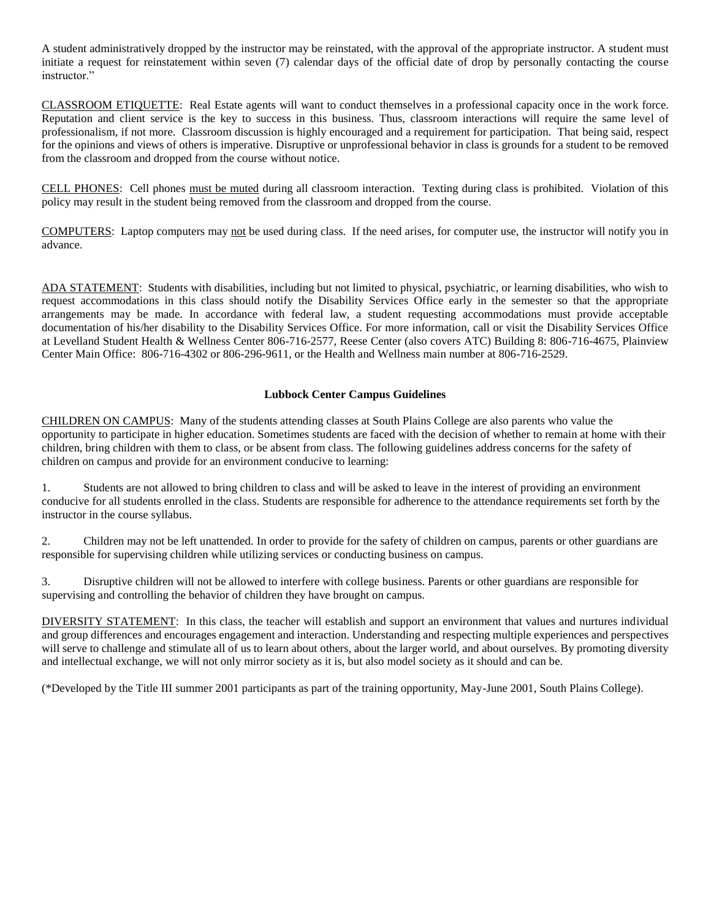A student administratively dropped by the instructor may be reinstated, with the approval of the appropriate instructor. A student must initiate a request for reinstatement within seven (7) calendar days of the official date of drop by personally contacting the course instructor."

CLASSROOM ETIQUETTE: Real Estate agents will want to conduct themselves in a professional capacity once in the work force. Reputation and client service is the key to success in this business. Thus, classroom interactions will require the same level of professionalism, if not more. Classroom discussion is highly encouraged and a requirement for participation. That being said, respect for the opinions and views of others is imperative. Disruptive or unprofessional behavior in class is grounds for a student to be removed from the classroom and dropped from the course without notice.

CELL PHONES: Cell phones must be muted during all classroom interaction. Texting during class is prohibited. Violation of this policy may result in the student being removed from the classroom and dropped from the course.

COMPUTERS: Laptop computers may not be used during class. If the need arises, for computer use, the instructor will notify you in advance.

ADA STATEMENT: Students with disabilities, including but not limited to physical, psychiatric, or learning disabilities, who wish to request accommodations in this class should notify the Disability Services Office early in the semester so that the appropriate arrangements may be made. In accordance with federal law, a student requesting accommodations must provide acceptable documentation of his/her disability to the Disability Services Office. For more information, call or visit the Disability Services Office at Levelland Student Health & Wellness Center 806-716-2577, Reese Center (also covers ATC) Building 8: 806-716-4675, Plainview Center Main Office: 806-716-4302 or 806-296-9611, or the Health and Wellness main number at 806-716-2529.

**Lubbock Center Campus Guidelines**

CHILDREN ON CAMPUS: Many of the students attending classes at South Plains College are also parents who value the opportunity to participate in higher education. Sometimes students are faced with the decision of whether to remain at home with their children, bring children with them to class, or be absent from class. The following guidelines address concerns for the safety of children on campus and provide for an environment conducive to learning:

1. Students are not allowed to bring children to class and will be asked to leave in the interest of providing an environment conducive for all students enrolled in the class. Students are responsible for adherence to the attendance requirements set forth by the instructor in the course syllabus.

2. Children may not be left unattended. In order to provide for the safety of children on campus, parents or other guardians are responsible for supervising children while utilizing services or conducting business on campus.

3. Disruptive children will not be allowed to interfere with college business. Parents or other guardians are responsible for supervising and controlling the behavior of children they have brought on campus.

DIVERSITY STATEMENT: In this class, the teacher will establish and support an environment that values and nurtures individual and group differences and encourages engagement and interaction. Understanding and respecting multiple experiences and perspectives will serve to challenge and stimulate all of us to learn about others, about the larger world, and about ourselves. By promoting diversity and intellectual exchange, we will not only mirror society as it is, but also model society as it should and can be.

(*Developed by the Title III summer 2001 participants as part of the training opportunity, May-June 2001, South Plains College).